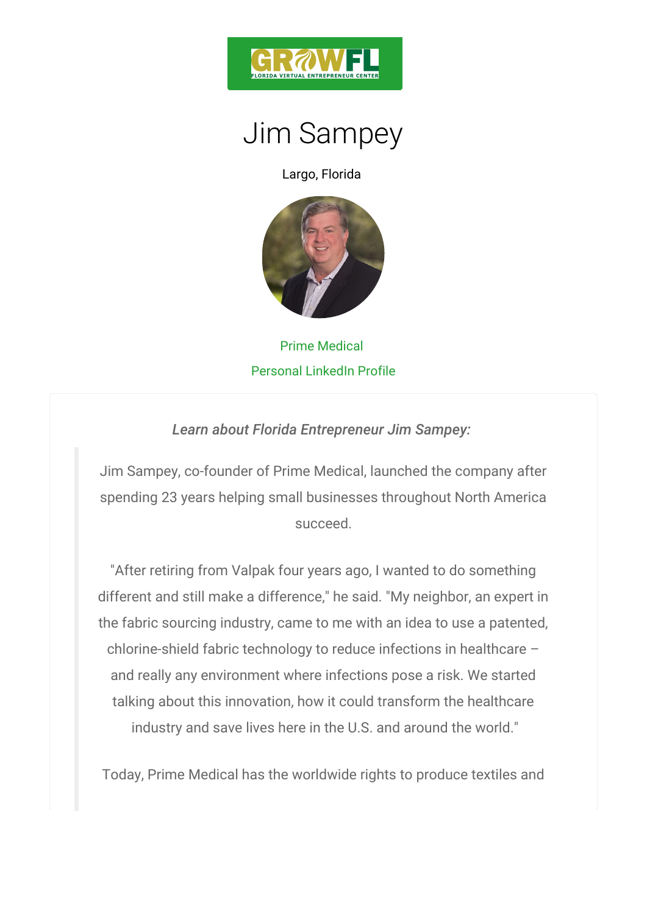# Jim Sampey

Largo, Florida

Prime Medical

Personal LinkedIn Profile

*Learn about Florida Entrepreneur Jim Sampey:*

> Jim Sampey, co-founder of Prime Medical, launched the company after spending 23 years helping small businesses throughout North America succeed.
>
> "After retiring from Valpak four years ago, I wanted to do something different and still make a difference," he said. "My neighbor, an expert in the fabric sourcing industry, came to me with an idea to use a patented, chlorine-shield fabric technology to reduce infections in healthcare – and really any environment where infections pose a risk. We started talking about this innovation, how it could transform the healthcare industry and save lives here in the U.S. and around the world."
>
> Today, Prime Medical has the worldwide rights to produce textiles and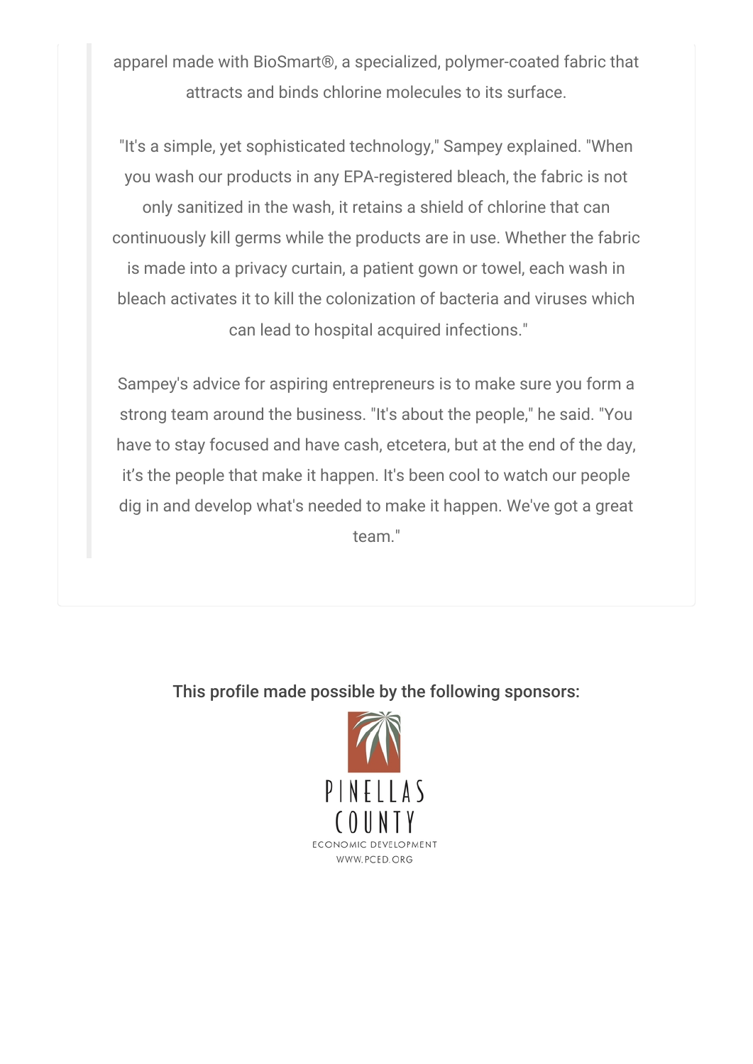apparel made with BioSmart®, a specialized, polymer-coated fabric that attracts and binds chlorine molecules to its surface.

"It's a simple, yet sophisticated technology," Sampey explained. "When you wash our products in any EPA-registered bleach, the fabric is not only sanitized in the wash, it retains a shield of chlorine that can continuously kill germs while the products are in use. Whether the fabric is made into a privacy curtain, a patient gown or towel, each wash in bleach activates it to kill the colonization of bacteria and viruses which can lead to hospital acquired infections."

Sampey's advice for aspiring entrepreneurs is to make sure you form a strong team around the business. "It's about the people," he said. "You have to stay focused and have cash, etcetera, but at the end of the day, it's the people that make it happen. It's been cool to watch our people dig in and develop what's needed to make it happen. We've got a great team."

This profile made possible by the following sponsors:

PINELLAS COUNTY
ECONOMIC DEVELOPMENT
WWW.PCED.ORG